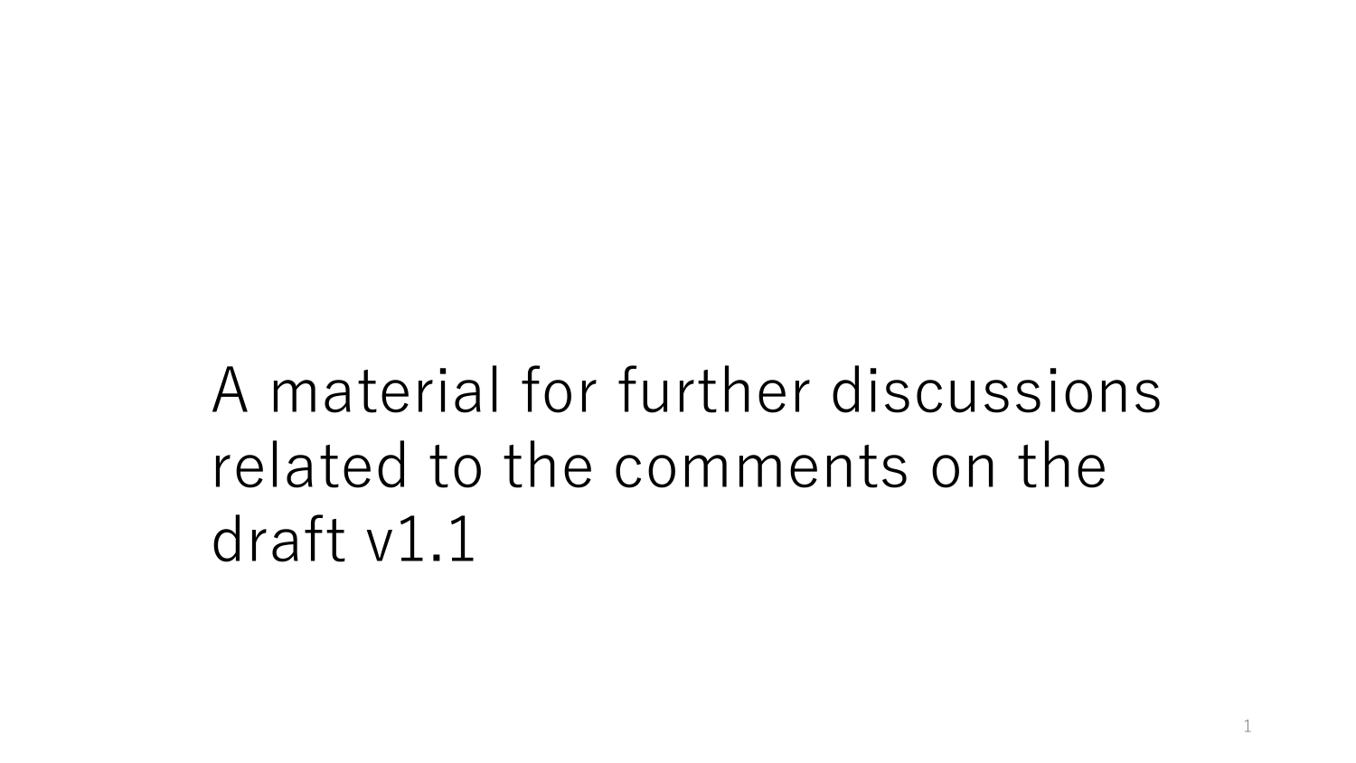# A material for further discussions related to the comments on the draft v1.1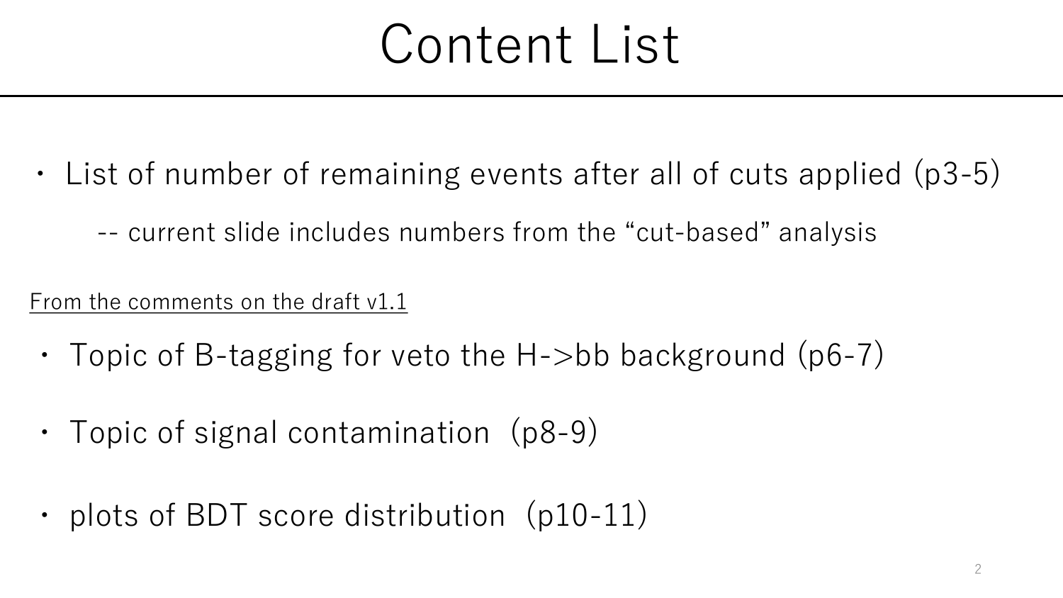# Content List

- List of number of remaining events after all of cuts applied (p3-5)

  -- current slide includes numbers from the "cut-based" analysis

From the comments on the draft v1.1

- Topic of B-tagging for veto the H->bb background (p6-7)
- Topic of signal contamination (p8-9)
- plots of BDT score distribution (p10-11)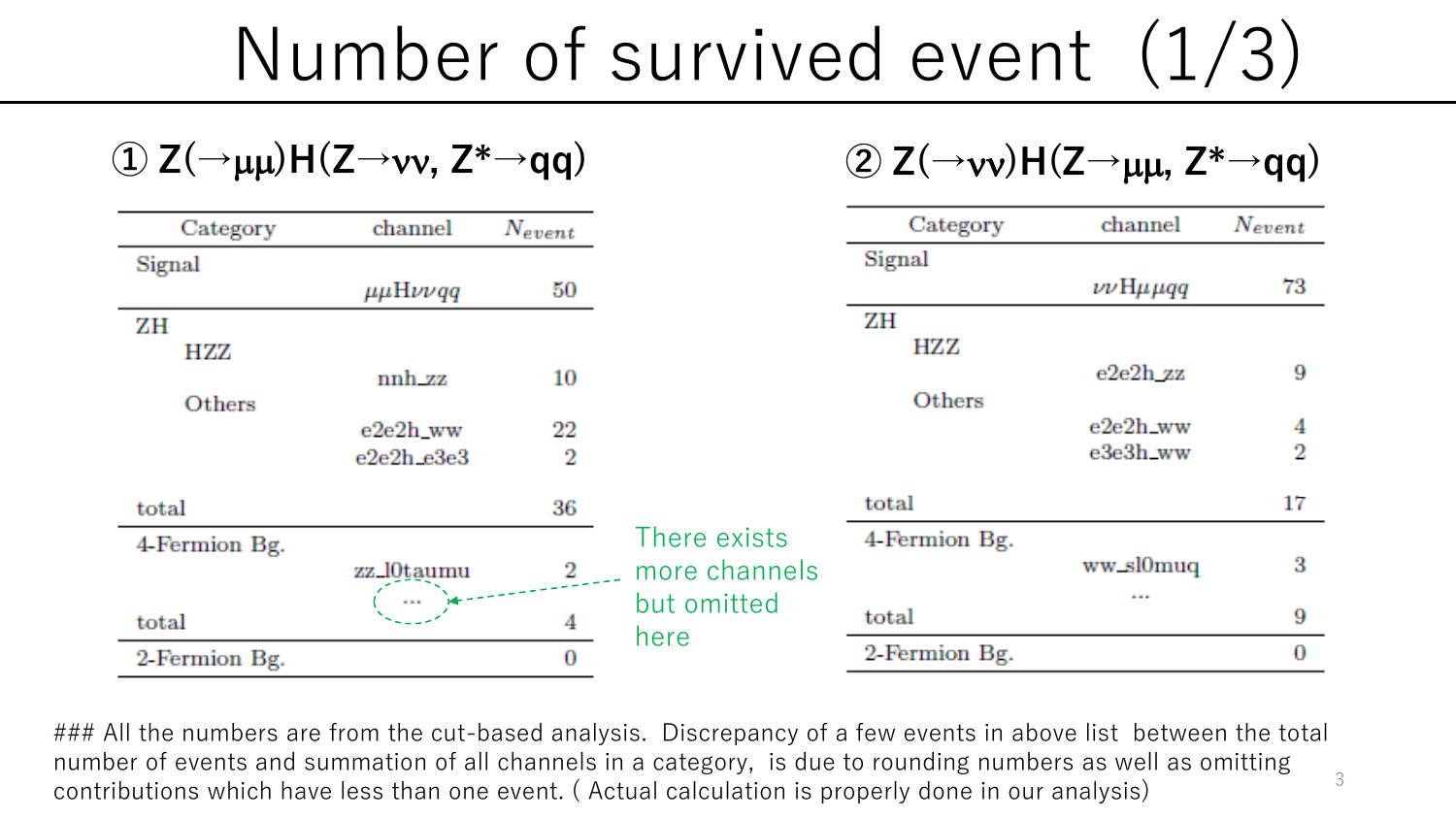# Number of survived event (1/3)

## ① Z(→μμ)H(Z→νν, Z*→qq)

| Category | channel | $N_{event}$ |
|---|---|---|
| Signal | | |
| | $\mu\mu H\nu\nu qq$ | 50 |
| ZH | | |
| HZZ | | |
| | nnh_zz | 10 |
| Others | | |
| | e2e2h_ww | 22 |
| | e2e2h_e3e3 | 2 |
| total | | 36 |
| 4-Fermion Bg. | | |
| | zz_l0taumu | 2 |
| | ... | |
| total | | 4 |
| 2-Fermion Bg. | | 0 |

There exists more channels but omitted here

## ② Z(→νν)H(Z→μμ, Z*→qq)

| Category | channel | $N_{event}$ |
|---|---|---|
| Signal | | |
| | $\nu\nu H\mu\mu qq$ | 73 |
| ZH | | |
| HZZ | | |
| | e2e2h_zz | 9 |
| Others | | |
| | e2e2h_ww | 4 |
| | e3e3h_ww | 2 |
| total | | 17 |
| 4-Fermion Bg. | | |
| | ww_sl0muq | 3 |
| | ... | |
| total | | 9 |
| 2-Fermion Bg. | | 0 |

### All the numbers are from the cut-based analysis. Discrepancy of a few events in above list between the total number of events and summation of all channels in a category, is due to rounding numbers as well as omitting contributions which have less than one event. ( Actual calculation is properly done in our analysis)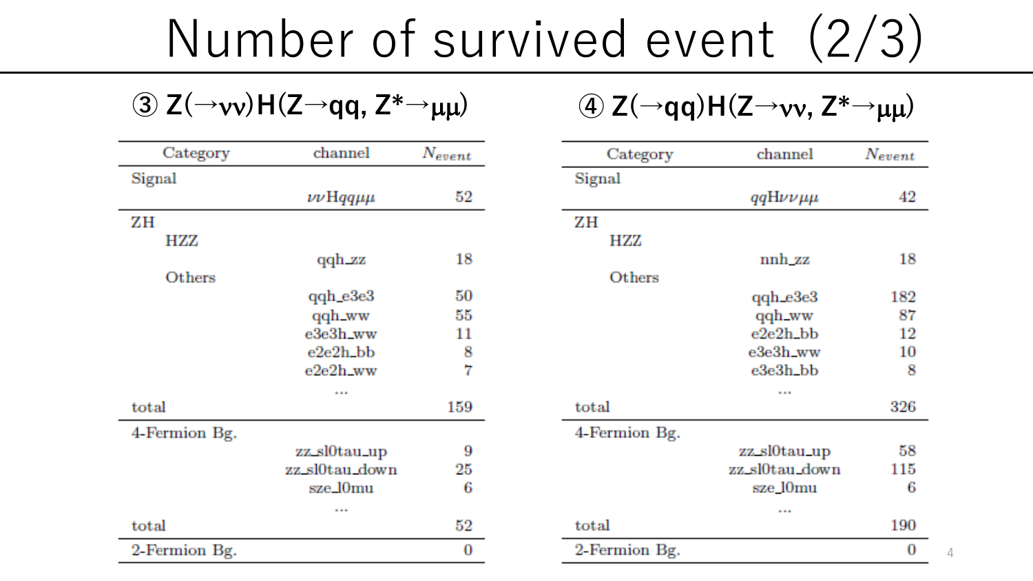# Number of survived event（2/3）

### ③ Z(→νν)H(Z→qq, Z*→μμ)

| Category | channel | $N_{event}$ |
|---|---|---|
| Signal | | |
| | $\nu\nu$H$qq\mu\mu$ | 52 |
| ZH | | |
| HZZ | | |
| | qqh_zz | 18 |
| Others | | |
| | qqh_e3e3 | 50 |
| | qqh_ww | 55 |
| | e3e3h_ww | 11 |
| | e2e2h_bb | 8 |
| | e2e2h_ww | 7 |
| | ... | |
| total | | 159 |
| 4-Fermion Bg. | | |
| | zz_sl0tau_up | 9 |
| | zz_sl0tau_down | 25 |
| | sze_l0mu | 6 |
| | ... | |
| total | | 52 |
| 2-Fermion Bg. | | 0 |

### ④ Z(→qq)H(Z→νν, Z*→μμ)

| Category | channel | $N_{event}$ |
|---|---|---|
| Signal | | |
| | $qq$H$\nu\nu\mu\mu$ | 42 |
| ZH | | |
| HZZ | | |
| | nnh_zz | 18 |
| Others | | |
| | qqh_e3e3 | 182 |
| | qqh_ww | 87 |
| | e2e2h_bb | 12 |
| | e3e3h_ww | 10 |
| | e3e3h_bb | 8 |
| | ... | |
| total | | 326 |
| 4-Fermion Bg. | | |
| | zz_sl0tau_up | 58 |
| | zz_sl0tau_down | 115 |
| | sze_l0mu | 6 |
| | ... | |
| total | | 190 |
| 2-Fermion Bg. | | 0 |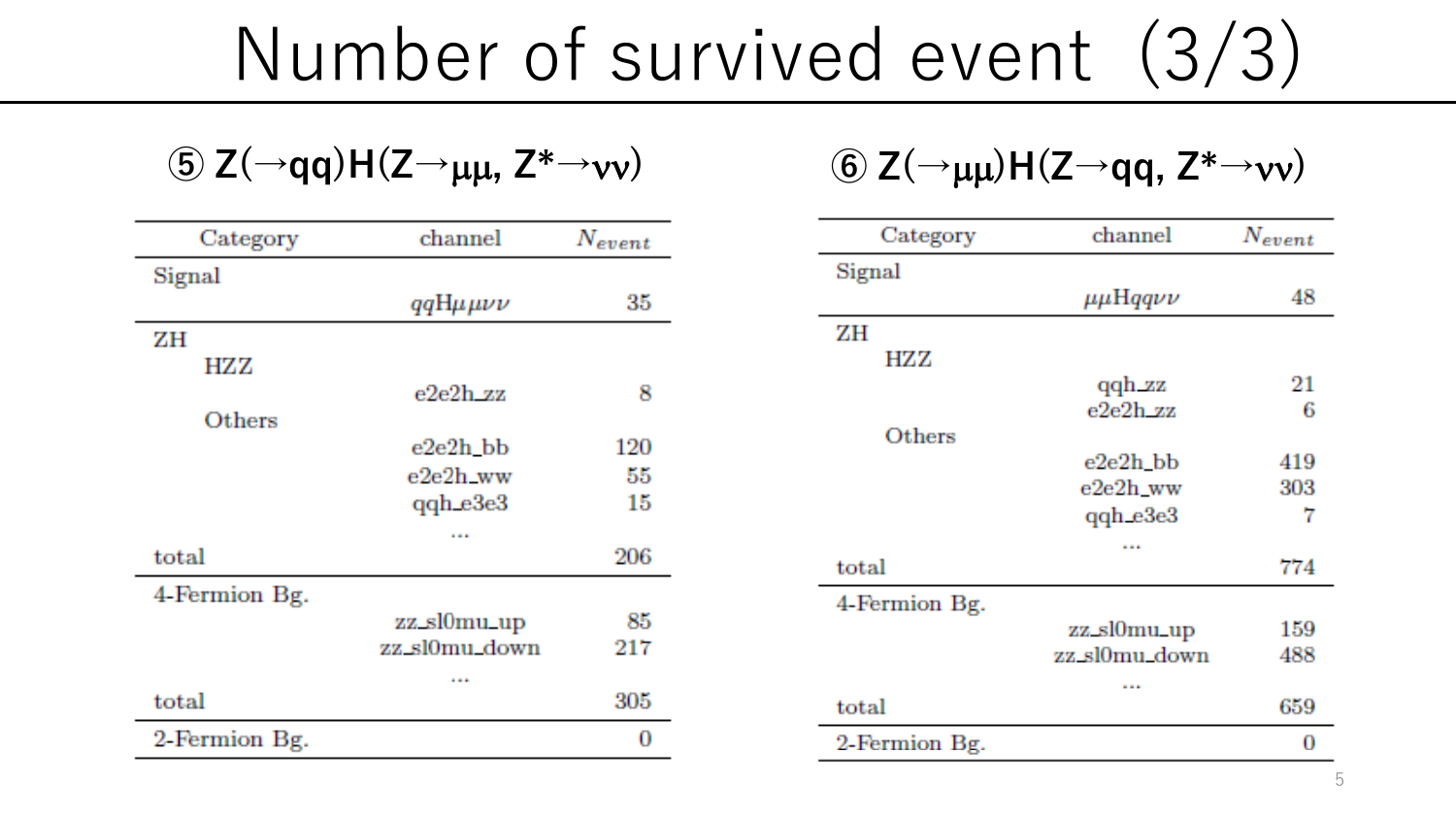# Number of survived event（3/3）

## ⑤ Z(→qq)H(Z→μμ, Z*→νν)

| Category | channel | $N_{event}$ |
|---|---|---|
| Signal | | |
| | $qq$H$\mu\mu\nu\nu$ | 35 |
| ZH | | |
| HZZ | | |
| | e2e2h_zz | 8 |
| Others | | |
| | e2e2h_bb | 120 |
| | e2e2h_ww | 55 |
| | qqh_e3e3 | 15 |
| | ... | |
| total | | 206 |
| 4-Fermion Bg. | | |
| | zz_sl0mu_up | 85 |
| | zz_sl0mu_down | 217 |
| | ... | |
| total | | 305 |
| 2-Fermion Bg. | | 0 |

## ⑥ Z(→μμ)H(Z→qq, Z*→νν)

| Category | channel | $N_{event}$ |
|---|---|---|
| Signal | | |
| | $\mu\mu$H$q\nu\nu$ | 48 |
| ZH | | |
| HZZ | | |
| | qqh_zz | 21 |
| | e2e2h_zz | 6 |
| Others | | |
| | e2e2h_bb | 419 |
| | e2e2h_ww | 303 |
| | qqh_e3e3 | 7 |
| | ... | |
| total | | 774 |
| 4-Fermion Bg. | | |
| | zz_sl0mu_up | 159 |
| | zz_sl0mu_down | 488 |
| | ... | |
| total | | 659 |
| 2-Fermion Bg. | | 0 |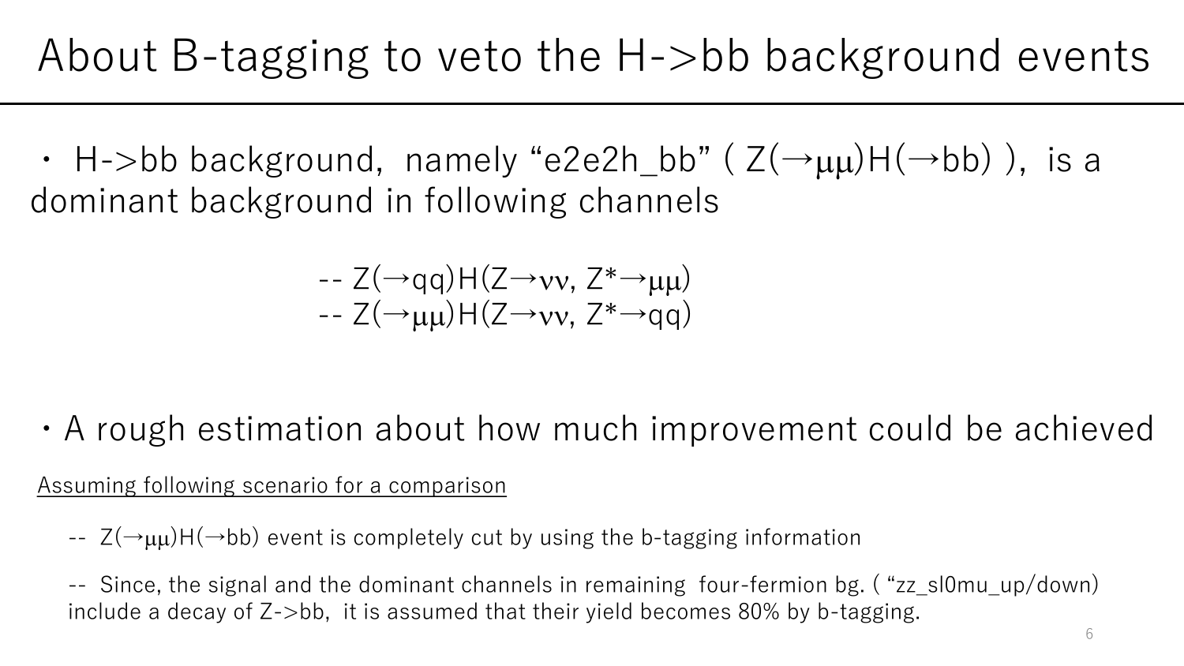# About B-tagging to veto the H->bb background events

・ H->bb background, namely "e2e2h_bb" ( $Z(\to\mu\mu)H(\to bb)$ ), is a dominant background in following channels

-- $Z(\to qq)H(Z\to\nu\nu, Z^*\to\mu\mu)$
-- $Z(\to\mu\mu)H(Z\to\nu\nu, Z^*\to qq)$

・A rough estimation about how much improvement could be achieved

<u>Assuming following scenario for a comparison</u>

-- $Z(\to\mu\mu)H(\to bb)$ event is completely cut by using the b-tagging information

-- Since, the signal and the dominant channels in remaining four-fermion bg. ( "zz_sl0mu_up/down) include a decay of Z->bb, it is assumed that their yield becomes 80% by b-tagging.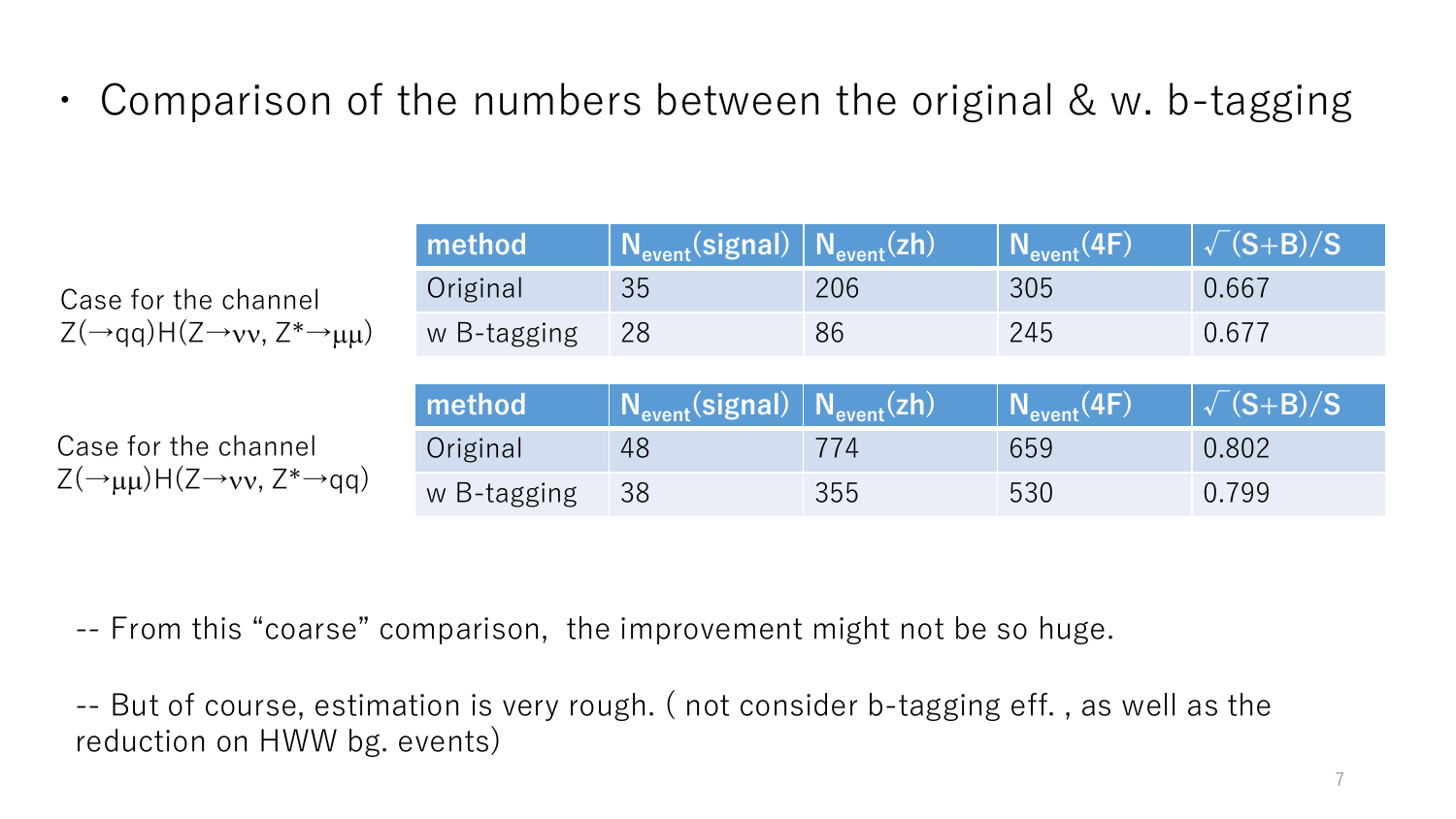- Comparison of the numbers between the original & w. b-tagging

Case for the channel $Z(\rightarrow qq)H(Z\rightarrow \nu\nu, Z^{*}\rightarrow \mu\mu)$

| method | $N_{event}$(signal) | $N_{event}$(zh) | $N_{event}$(4F) | $\sqrt{(S+B)}/S$ |
|---|---|---|---|---|
| Original | 35 | 206 | 305 | 0.667 |
| w B-tagging | 28 | 86 | 245 | 0.677 |

Case for the channel $Z(\rightarrow \mu\mu)H(Z\rightarrow \nu\nu, Z^{*}\rightarrow qq)$

| method | $N_{event}$(signal) | $N_{event}$(zh) | $N_{event}$(4F) | $\sqrt{(S+B)}/S$ |
|---|---|---|---|---|
| Original | 48 | 774 | 659 | 0.802 |
| w B-tagging | 38 | 355 | 530 | 0.799 |

-- From this “coarse” comparison, the improvement might not be so huge.

-- But of course, estimation is very rough. ( not consider b-tagging eff. , as well as the reduction on HWW bg. events)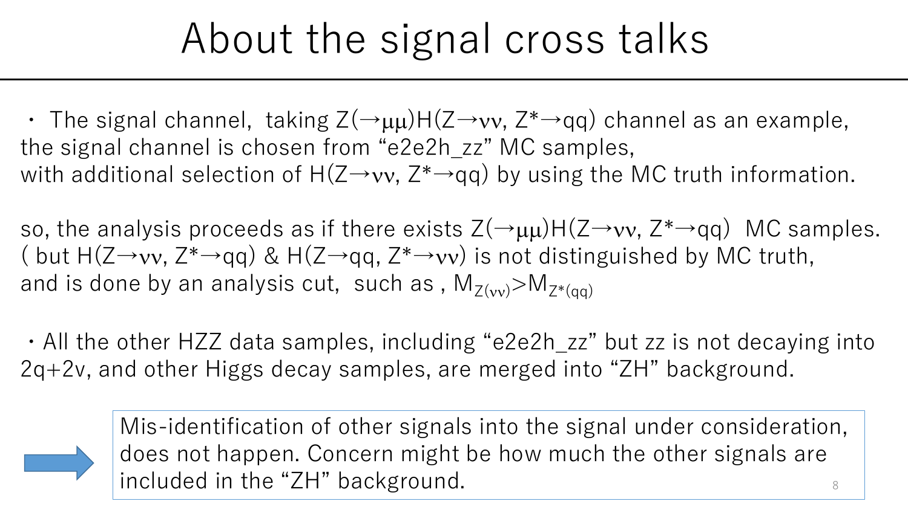# About the signal cross talks

- The signal channel, taking $Z(\rightarrow\mu\mu)H(Z\rightarrow\nu\nu, Z^*\rightarrow qq)$ channel as an example, the signal channel is chosen from “e2e2h_zz” MC samples, with additional selection of $H(Z\rightarrow\nu\nu, Z^*\rightarrow qq)$ by using the MC truth information.

so, the analysis proceeds as if there exists $Z(\rightarrow\mu\mu)H(Z\rightarrow\nu\nu, Z^*\rightarrow qq)$ MC samples. ( but $H(Z\rightarrow\nu\nu, Z^*\rightarrow qq)$ & $H(Z\rightarrow qq, Z^*\rightarrow\nu\nu)$ is not distinguished by MC truth, and is done by an analysis cut, such as , $M_{Z(\nu\nu)}>M_{Z^*(qq)}$

- All the other HZZ data samples, including “e2e2h_zz” but zz is not decaying into 2q+2v, and other Higgs decay samples, are merged into “ZH” background.

Mis-identification of other signals into the signal under consideration, does not happen. Concern might be how much the other signals are included in the “ZH” background.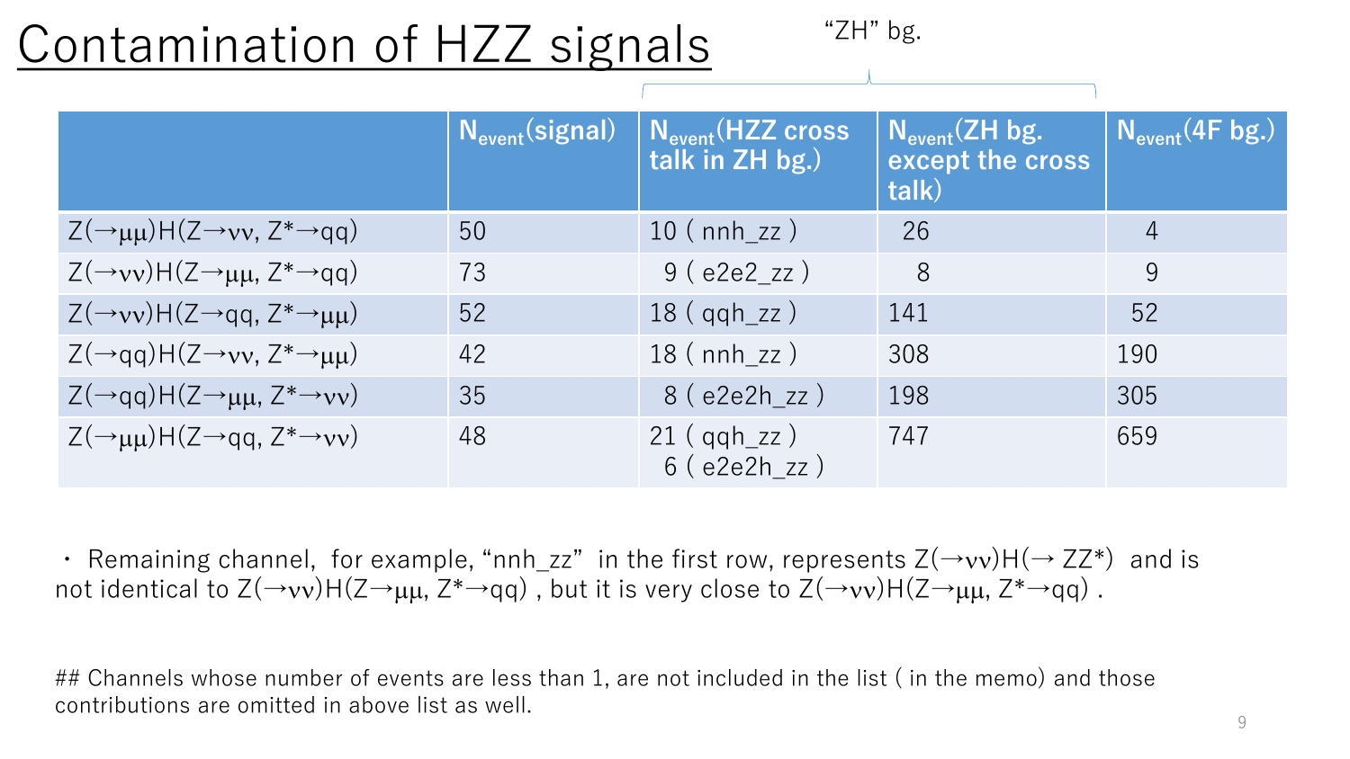# Contamination of HZZ signals

"ZH" bg.

| | $N_{event}$(signal) | $N_{event}$(HZZ cross talk in ZH bg.) | $N_{event}$(ZH bg. except the cross talk) | $N_{event}$(4F bg.) |
|---|---|---|---|---|
| $Z(\to\mu\mu)H(Z\to\nu\nu, Z^*\to qq)$ | 50 | 10 ( nnh_zz ) | 26 | 4 |
| $Z(\to\nu\nu)H(Z\to\mu\mu, Z^*\to qq)$ | 73 | 9 ( e2e2_zz ) | 8 | 9 |
| $Z(\to\nu\nu)H(Z\to qq, Z^*\to\mu\mu)$ | 52 | 18 ( qqh_zz ) | 141 | 52 |
| $Z(\to qq)H(Z\to\nu\nu, Z^*\to\mu\mu)$ | 42 | 18 ( nnh_zz ) | 308 | 190 |
| $Z(\to qq)H(Z\to\mu\mu, Z^*\to\nu\nu)$ | 35 | 8 ( e2e2h_zz ) | 198 | 305 |
| $Z(\to\mu\mu)H(Z\to qq, Z^*\to\nu\nu)$ | 48 | 21 ( qqh_zz ) 6 ( e2e2h_zz ) | 747 | 659 |

・ Remaining channel, for example, "nnh_zz" in the first row, represents $Z(\to\nu\nu)H(\to ZZ^*)$ and is not identical to $Z(\to\nu\nu)H(Z\to\mu\mu, Z^*\to qq)$ , but it is very close to $Z(\to\nu\nu)H(Z\to\mu\mu, Z^*\to qq)$ .

## Channels whose number of events are less than 1, are not included in the list ( in the memo) and those contributions are omitted in above list as well.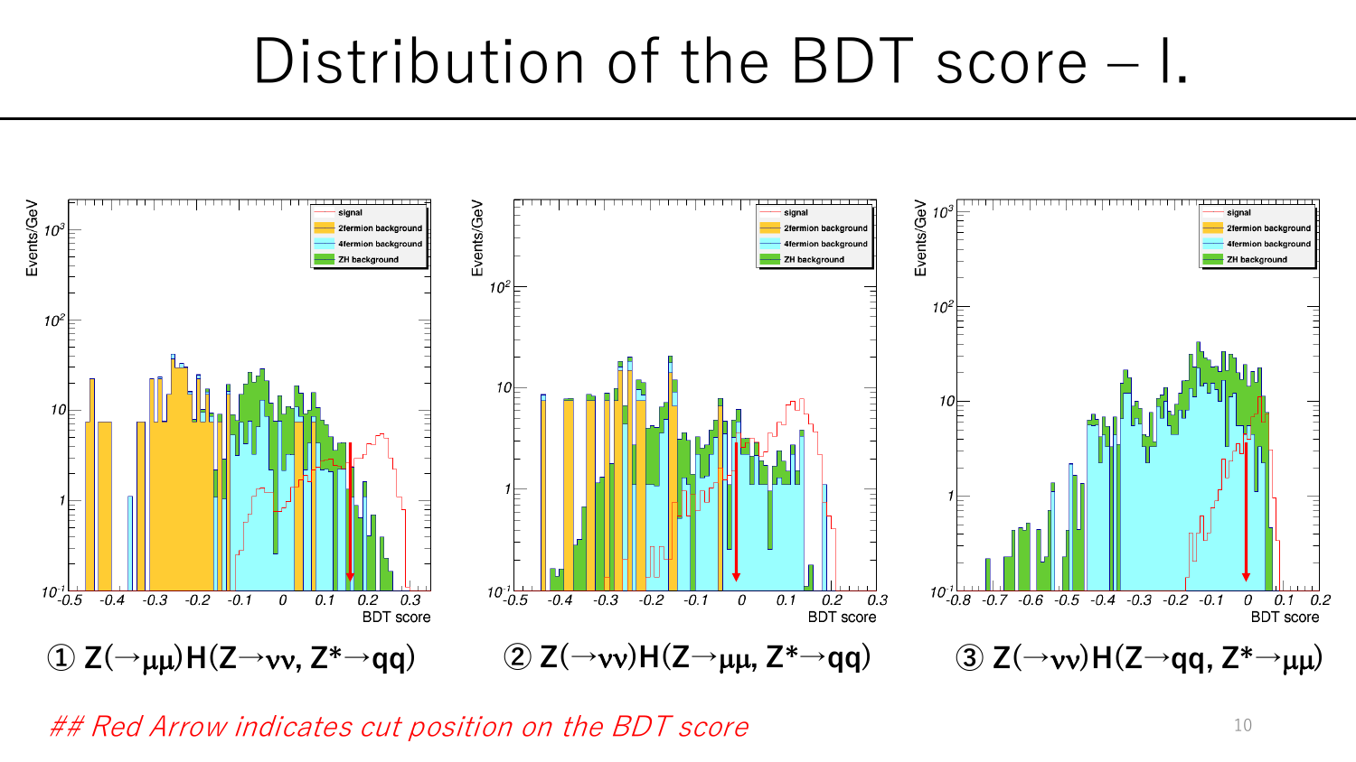# Distribution of the BDT score – I.

① $Z(\to\mu\mu)H(Z\to\nu\nu, Z^*\to qq)$

② $Z(\to\nu\nu)H(Z\to\mu\mu, Z^*\to qq)$

③ $Z(\to\nu\nu)H(Z\to qq, Z^*\to\mu\mu)$

*## Red Arrow indicates cut position on the BDT score*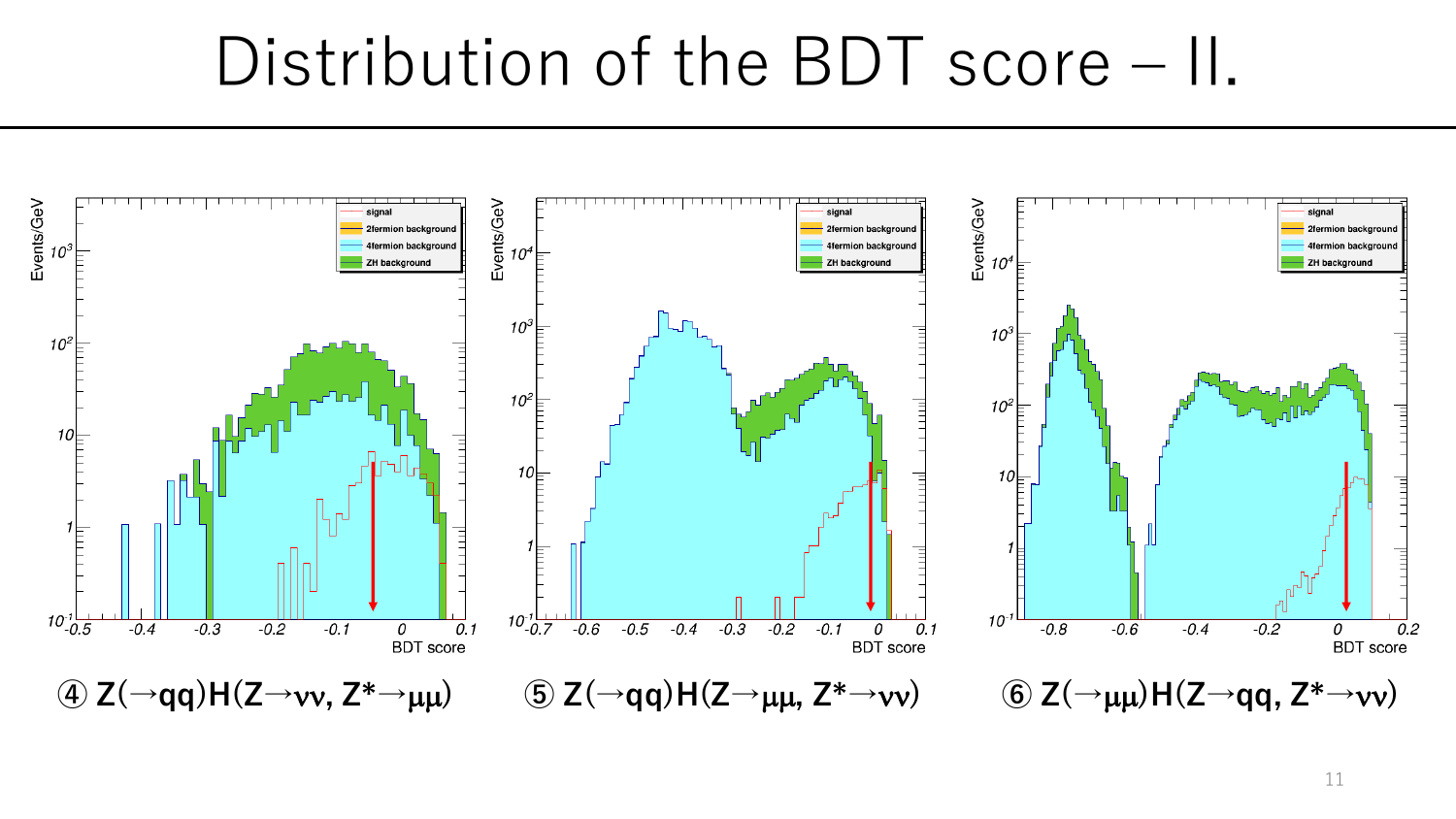# Distribution of the BDT score – II.

Events/GeV

signal
2fermion background
4fermion background
ZH background

BDT score

④ Z(→qq)H(Z→νν, Z*→μμ)

Events/GeV

signal
2fermion background
4fermion background
ZH background

BDT score

⑤ Z(→qq)H(Z→μμ, Z*→νν)

Events/GeV

signal
2fermion background
4fermion background
ZH background

BDT score

⑥ Z(→μμ)H(Z→qq, Z*→νν)